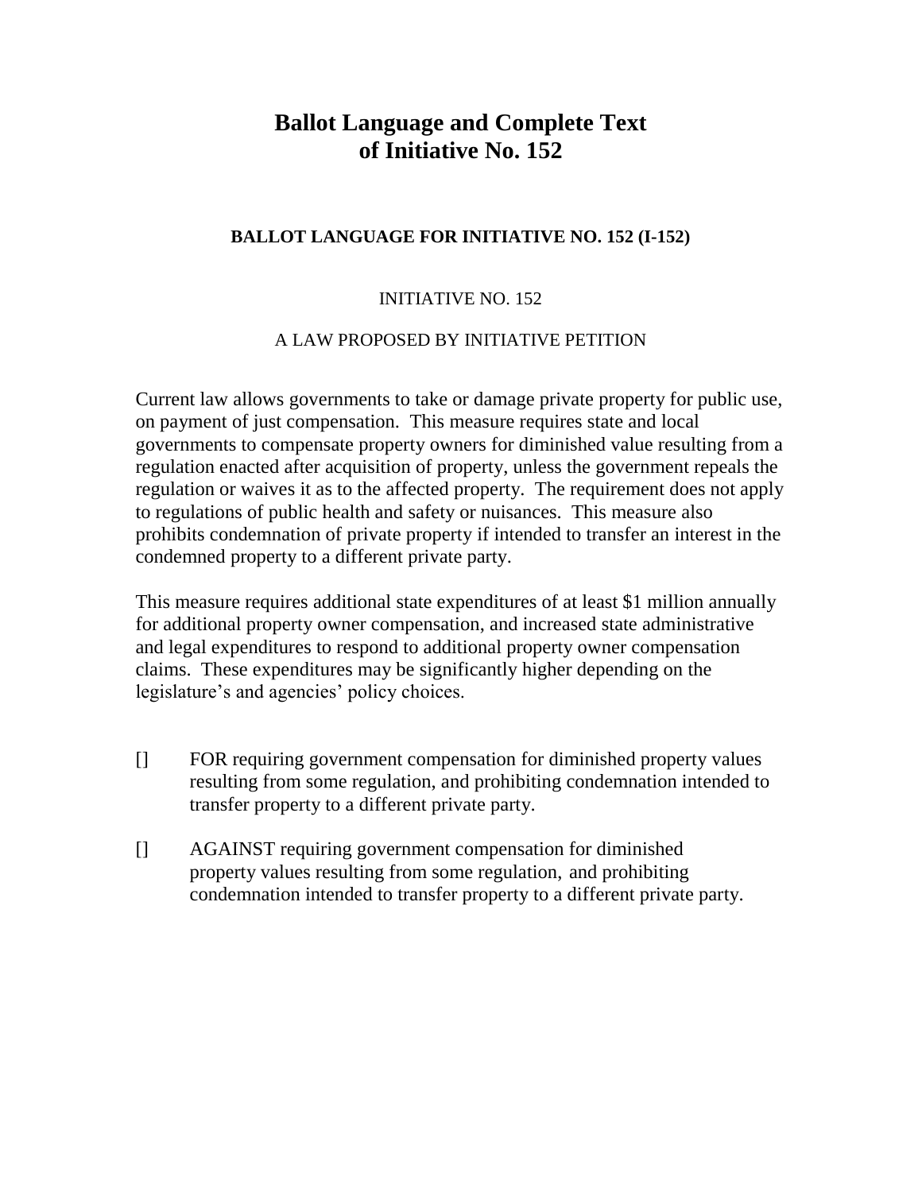# Ballot Language and Complete Text of Initiative No. 152

### BALLOT LANGUAGE FOR INITIATIVE NO. 152 (I-152)

INITIATIVE NO. 152

A LAW PROPOSED BY INITIATIVE PETITION

Current law allows governments to take or damage private property for public use, on payment of just compensation. This measure requires state and local governments to compensate property owners for diminished value resulting from a regulation enacted after acquisition of property, unless the government repeals the regulation or waives it as to the affected property. The requirement does not apply to regulations of public health and safety or nuisances. This measure also prohibits condemnation of private property if intended to transfer an interest in the condemned property to a different private party.

This measure requires additional state expenditures of at least $1 million annually for additional property owner compensation, and increased state administrative and legal expenditures to respond to additional property owner compensation claims. These expenditures may be significantly higher depending on the legislature's and agencies' policy choices.

[] FOR requiring government compensation for diminished property values resulting from some regulation, and prohibiting condemnation intended to transfer property to a different private party.

[] AGAINST requiring government compensation for diminished property values resulting from some regulation, and prohibiting condemnation intended to transfer property to a different private party.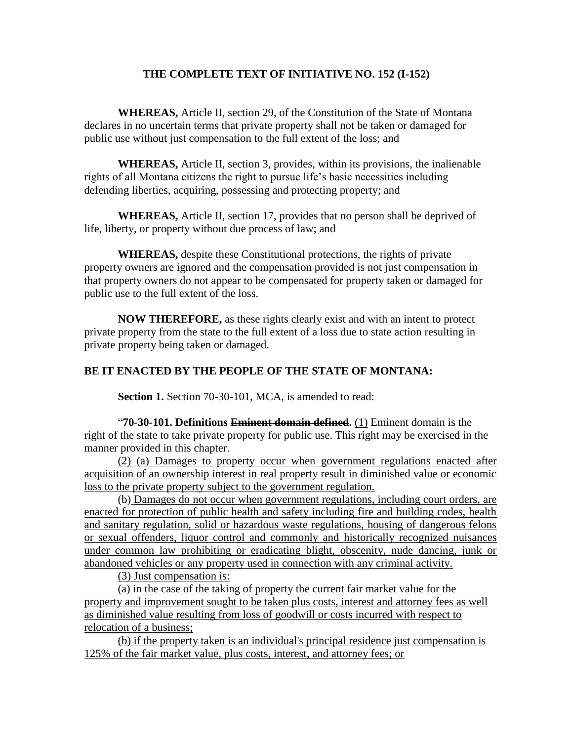**THE COMPLETE TEXT OF INITIATIVE NO. 152 (I-152)**

**WHEREAS,** Article II, section 29, of the Constitution of the State of Montana declares in no uncertain terms that private property shall not be taken or damaged for public use without just compensation to the full extent of the loss; and

**WHEREAS,** Article II, section 3, provides, within its provisions, the inalienable rights of all Montana citizens the right to pursue life's basic necessities including defending liberties, acquiring, possessing and protecting property; and

**WHEREAS,** Article II, section 17, provides that no person shall be deprived of life, liberty, or property without due process of law; and

**WHEREAS,** despite these Constitutional protections, the rights of private property owners are ignored and the compensation provided is not just compensation in that property owners do not appear to be compensated for property taken or damaged for public use to the full extent of the loss.

**NOW THEREFORE,** as these rights clearly exist and with an intent to protect private property from the state to the full extent of a loss due to state action resulting in private property being taken or damaged.

**BE IT ENACTED BY THE PEOPLE OF THE STATE OF MONTANA:**

**Section 1.** Section 70-30-101, MCA, is amended to read:

"**70-30-101. Definitions ~~Eminent domain defined.~~** <u>(1)</u> Eminent domain is the right of the state to take private property for public use. This right may be exercised in the manner provided in this chapter.

<u>(2) (a) Damages to property occur when government regulations enacted after acquisition of an ownership interest in real property result in diminished value or economic loss to the private property subject to the government regulation.</u>

<u>(b) Damages do not occur when government regulations, including court orders, are enacted for protection of public health and safety including fire and building codes, health and sanitary regulation, solid or hazardous waste regulations, housing of dangerous felons or sexual offenders, liquor control and commonly and historically recognized nuisances under common law prohibiting or eradicating blight, obscenity, nude dancing, junk or abandoned vehicles or any property used in connection with any criminal activity.</u>

<u>(3) Just compensation is:</u>

<u>(a) in the case of the taking of property the current fair market value for the property and improvement sought to be taken plus costs, interest and attorney fees as well as diminished value resulting from loss of goodwill or costs incurred with respect to relocation of a business;</u>

<u>(b) if the property taken is an individual's principal residence just compensation is 125% of the fair market value, plus costs, interest, and attorney fees; or</u>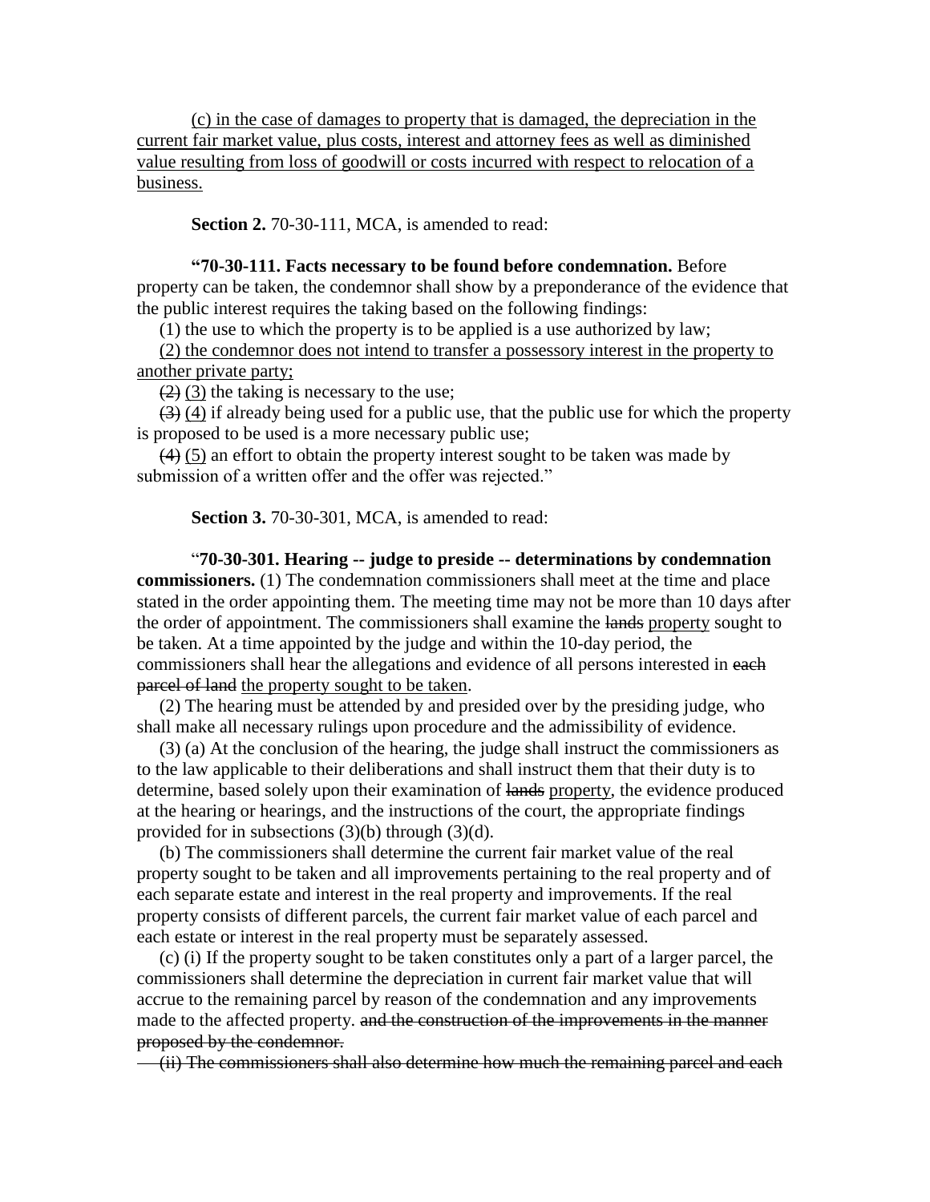<u>(c) in the case of damages to property that is damaged, the depreciation in the current fair market value, plus costs, interest and attorney fees as well as diminished value resulting from loss of goodwill or costs incurred with respect to relocation of a business.</u>

**Section 2.** 70-30-111, MCA, is amended to read:

**"70-30-111. Facts necessary to be found before condemnation.** Before property can be taken, the condemnor shall show by a preponderance of the evidence that the public interest requires the taking based on the following findings:

(1) the use to which the property is to be applied is a use authorized by law;

<u>(2) the condemnor does not intend to transfer a possessory interest in the property to another private party;</u>

~~(2)~~ <u>(3)</u> the taking is necessary to the use;

~~(3)~~ <u>(4)</u> if already being used for a public use, that the public use for which the property is proposed to be used is a more necessary public use;

~~(4)~~ <u>(5)</u> an effort to obtain the property interest sought to be taken was made by submission of a written offer and the offer was rejected."

**Section 3.** 70-30-301, MCA, is amended to read:

"**70-30-301. Hearing -- judge to preside -- determinations by condemnation commissioners.** (1) The condemnation commissioners shall meet at the time and place stated in the order appointing them. The meeting time may not be more than 10 days after the order of appointment. The commissioners shall examine the ~~lands~~ <u>property</u> sought to be taken. At a time appointed by the judge and within the 10-day period, the commissioners shall hear the allegations and evidence of all persons interested in ~~each parcel of land~~ <u>the property sought to be taken</u>.

(2) The hearing must be attended by and presided over by the presiding judge, who shall make all necessary rulings upon procedure and the admissibility of evidence.

(3) (a) At the conclusion of the hearing, the judge shall instruct the commissioners as to the law applicable to their deliberations and shall instruct them that their duty is to determine, based solely upon their examination of ~~lands~~ <u>property</u>, the evidence produced at the hearing or hearings, and the instructions of the court, the appropriate findings provided for in subsections (3)(b) through (3)(d).

(b) The commissioners shall determine the current fair market value of the real property sought to be taken and all improvements pertaining to the real property and of each separate estate and interest in the real property and improvements. If the real property consists of different parcels, the current fair market value of each parcel and each estate or interest in the real property must be separately assessed.

(c) (i) If the property sought to be taken constitutes only a part of a larger parcel, the commissioners shall determine the depreciation in current fair market value that will accrue to the remaining parcel by reason of the condemnation and any improvements made to the affected property. ~~and the construction of the improvements in the manner proposed by the condemnor.~~

~~(ii) The commissioners shall also determine how much the remaining parcel and each~~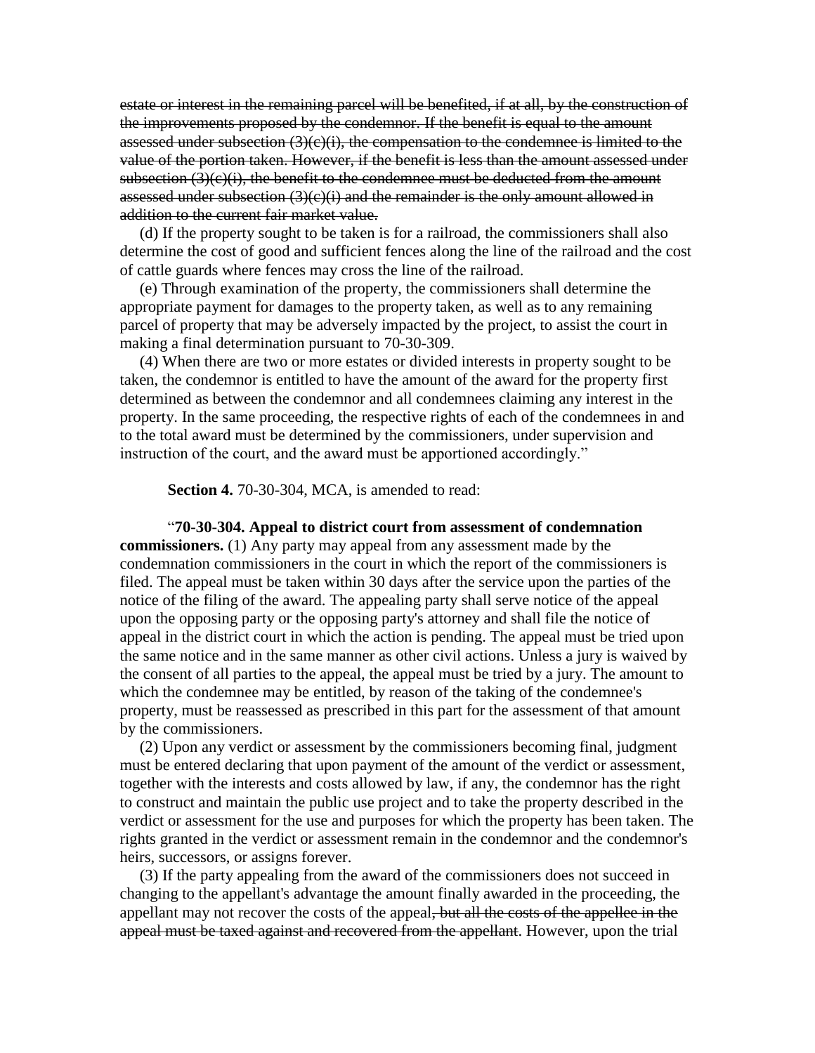~~estate or interest in the remaining parcel will be benefited, if at all, by the construction of the improvements proposed by the condemnor. If the benefit is equal to the amount assessed under subsection (3)(c)(i), the compensation to the condemnee is limited to the value of the portion taken. However, if the benefit is less than the amount assessed under subsection (3)(c)(i), the benefit to the condemnee must be deducted from the amount assessed under subsection (3)(c)(i) and the remainder is the only amount allowed in addition to the current fair market value.~~

(d) If the property sought to be taken is for a railroad, the commissioners shall also determine the cost of good and sufficient fences along the line of the railroad and the cost of cattle guards where fences may cross the line of the railroad.

(e) Through examination of the property, the commissioners shall determine the appropriate payment for damages to the property taken, as well as to any remaining parcel of property that may be adversely impacted by the project, to assist the court in making a final determination pursuant to 70-30-309.

(4) When there are two or more estates or divided interests in property sought to be taken, the condemnor is entitled to have the amount of the award for the property first determined as between the condemnor and all condemnees claiming any interest in the property. In the same proceeding, the respective rights of each of the condemnees in and to the total award must be determined by the commissioners, under supervision and instruction of the court, and the award must be apportioned accordingly."

**Section 4.** 70-30-304, MCA, is amended to read:

"**70-30-304. Appeal to district court from assessment of condemnation commissioners.** (1) Any party may appeal from any assessment made by the condemnation commissioners in the court in which the report of the commissioners is filed. The appeal must be taken within 30 days after the service upon the parties of the notice of the filing of the award. The appealing party shall serve notice of the appeal upon the opposing party or the opposing party's attorney and shall file the notice of appeal in the district court in which the action is pending. The appeal must be tried upon the same notice and in the same manner as other civil actions. Unless a jury is waived by the consent of all parties to the appeal, the appeal must be tried by a jury. The amount to which the condemnee may be entitled, by reason of the taking of the condemnee's property, must be reassessed as prescribed in this part for the assessment of that amount by the commissioners.

(2) Upon any verdict or assessment by the commissioners becoming final, judgment must be entered declaring that upon payment of the amount of the verdict or assessment, together with the interests and costs allowed by law, if any, the condemnor has the right to construct and maintain the public use project and to take the property described in the verdict or assessment for the use and purposes for which the property has been taken. The rights granted in the verdict or assessment remain in the condemnor and the condemnor's heirs, successors, or assigns forever.

(3) If the party appealing from the award of the commissioners does not succeed in changing to the appellant's advantage the amount finally awarded in the proceeding, the appellant may not recover the costs of the appeal~~, but all the costs of the appellee in the appeal must be taxed against and recovered from the appellant~~. However, upon the trial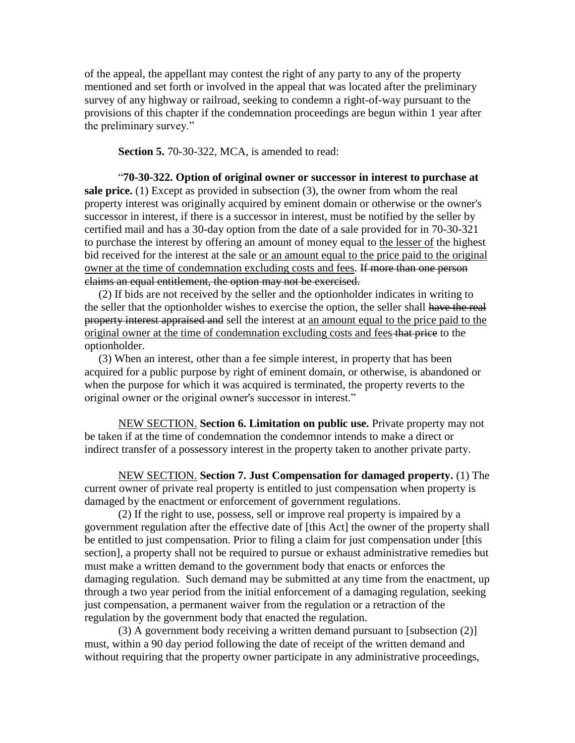of the appeal, the appellant may contest the right of any party to any of the property mentioned and set forth or involved in the appeal that was located after the preliminary survey of any highway or railroad, seeking to condemn a right-of-way pursuant to the provisions of this chapter if the condemnation proceedings are begun within 1 year after the preliminary survey."

**Section 5.** 70-30-322, MCA, is amended to read:

"**70-30-322. Option of original owner or successor in interest to purchase at sale price.** (1) Except as provided in subsection (3), the owner from whom the real property interest was originally acquired by eminent domain or otherwise or the owner's successor in interest, if there is a successor in interest, must be notified by the seller by certified mail and has a 30-day option from the date of a sale provided for in 70-30-321 to purchase the interest by offering an amount of money equal to <u>the lesser of</u> the highest bid received for the interest at the sale <u>or an amount equal to the price paid to the original owner at the time of condemnation excluding costs and fees</u>. ~~If more than one person claims an equal entitlement, the option may not be exercised.~~

(2) If bids are not received by the seller and the optionholder indicates in writing to the seller that the optionholder wishes to exercise the option, the seller shall ~~have the real property interest appraised and~~ sell the interest at <u>an amount equal to the price paid to the original owner at the time of condemnation excluding costs and fees</u> ~~that price~~ to the optionholder.

(3) When an interest, other than a fee simple interest, in property that has been acquired for a public purpose by right of eminent domain, or otherwise, is abandoned or when the purpose for which it was acquired is terminated, the property reverts to the original owner or the original owner's successor in interest."

<u>NEW SECTION.</u> **Section 6. Limitation on public use.** Private property may not be taken if at the time of condemnation the condemnor intends to make a direct or indirect transfer of a possessory interest in the property taken to another private party.

<u>NEW SECTION.</u> **Section 7. Just Compensation for damaged property.** (1) The current owner of private real property is entitled to just compensation when property is damaged by the enactment or enforcement of government regulations.

(2) If the right to use, possess, sell or improve real property is impaired by a government regulation after the effective date of [this Act] the owner of the property shall be entitled to just compensation. Prior to filing a claim for just compensation under [this section], a property shall not be required to pursue or exhaust administrative remedies but must make a written demand to the government body that enacts or enforces the damaging regulation. Such demand may be submitted at any time from the enactment, up through a two year period from the initial enforcement of a damaging regulation, seeking just compensation, a permanent waiver from the regulation or a retraction of the regulation by the government body that enacted the regulation.

(3) A government body receiving a written demand pursuant to [subsection (2)] must, within a 90 day period following the date of receipt of the written demand and without requiring that the property owner participate in any administrative proceedings,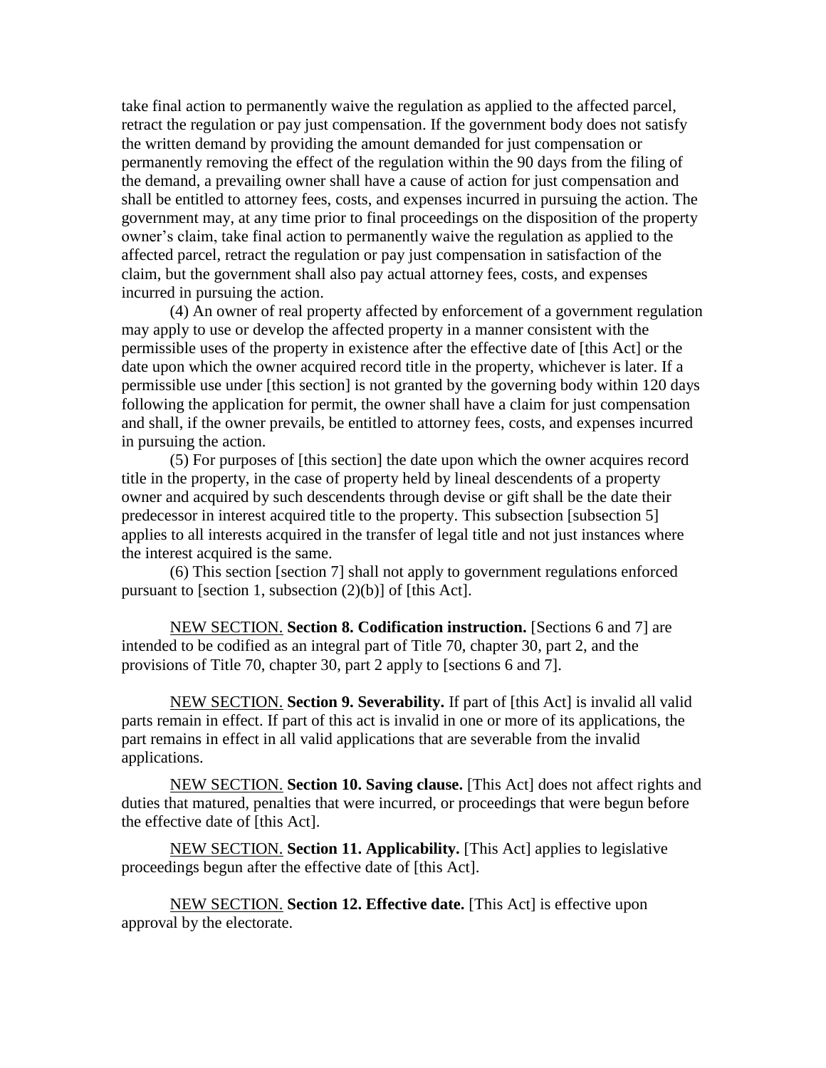take final action to permanently waive the regulation as applied to the affected parcel, retract the regulation or pay just compensation. If the government body does not satisfy the written demand by providing the amount demanded for just compensation or permanently removing the effect of the regulation within the 90 days from the filing of the demand, a prevailing owner shall have a cause of action for just compensation and shall be entitled to attorney fees, costs, and expenses incurred in pursuing the action. The government may, at any time prior to final proceedings on the disposition of the property owner's claim, take final action to permanently waive the regulation as applied to the affected parcel, retract the regulation or pay just compensation in satisfaction of the claim, but the government shall also pay actual attorney fees, costs, and expenses incurred in pursuing the action.

(4) An owner of real property affected by enforcement of a government regulation may apply to use or develop the affected property in a manner consistent with the permissible uses of the property in existence after the effective date of [this Act] or the date upon which the owner acquired record title in the property, whichever is later. If a permissible use under [this section] is not granted by the governing body within 120 days following the application for permit, the owner shall have a claim for just compensation and shall, if the owner prevails, be entitled to attorney fees, costs, and expenses incurred in pursuing the action.

(5) For purposes of [this section] the date upon which the owner acquires record title in the property, in the case of property held by lineal descendents of a property owner and acquired by such descendents through devise or gift shall be the date their predecessor in interest acquired title to the property. This subsection [subsection 5] applies to all interests acquired in the transfer of legal title and not just instances where the interest acquired is the same.

(6) This section [section 7] shall not apply to government regulations enforced pursuant to [section 1, subsection (2)(b)] of [this Act].

NEW SECTION. **Section 8. Codification instruction.** [Sections 6 and 7] are intended to be codified as an integral part of Title 70, chapter 30, part 2, and the provisions of Title 70, chapter 30, part 2 apply to [sections 6 and 7].

NEW SECTION. **Section 9. Severability.** If part of [this Act] is invalid all valid parts remain in effect. If part of this act is invalid in one or more of its applications, the part remains in effect in all valid applications that are severable from the invalid applications.

NEW SECTION. **Section 10. Saving clause.** [This Act] does not affect rights and duties that matured, penalties that were incurred, or proceedings that were begun before the effective date of [this Act].

NEW SECTION. **Section 11. Applicability.** [This Act] applies to legislative proceedings begun after the effective date of [this Act].

NEW SECTION. **Section 12. Effective date.** [This Act] is effective upon approval by the electorate.